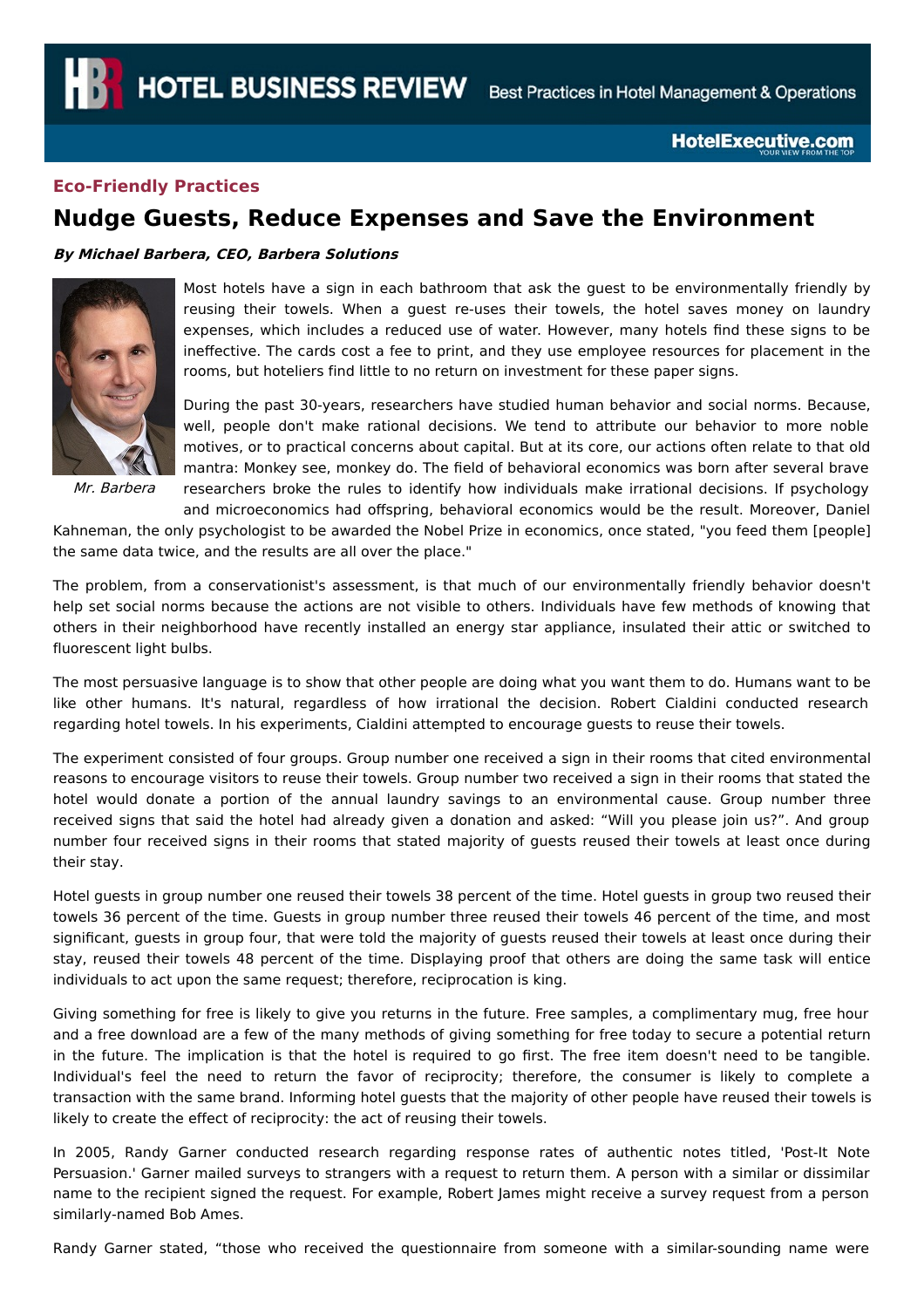**Eco-Friendly Practices**

# Nudge Guests, Reduce Expenses and Save the Environment

***By Michael Barbera, CEO, Barbera Solutions***

*Mr. Barbera*

Most hotels have a sign in each bathroom that ask the guest to be environmentally friendly by reusing their towels. When a guest re-uses their towels, the hotel saves money on laundry expenses, which includes a reduced use of water. However, many hotels find these signs to be ineffective. The cards cost a fee to print, and they use employee resources for placement in the rooms, but hoteliers find little to no return on investment for these paper signs.

During the past 30-years, researchers have studied human behavior and social norms. Because, well, people don't make rational decisions. We tend to attribute our behavior to more noble motives, or to practical concerns about capital. But at its core, our actions often relate to that old mantra: Monkey see, monkey do. The field of behavioral economics was born after several brave researchers broke the rules to identify how individuals make irrational decisions. If psychology and microeconomics had offspring, behavioral economics would be the result. Moreover, Daniel Kahneman, the only psychologist to be awarded the Nobel Prize in economics, once stated, "you feed them [people] the same data twice, and the results are all over the place."

The problem, from a conservationist's assessment, is that much of our environmentally friendly behavior doesn't help set social norms because the actions are not visible to others. Individuals have few methods of knowing that others in their neighborhood have recently installed an energy star appliance, insulated their attic or switched to fluorescent light bulbs.

The most persuasive language is to show that other people are doing what you want them to do. Humans want to be like other humans. It's natural, regardless of how irrational the decision. Robert Cialdini conducted research regarding hotel towels. In his experiments, Cialdini attempted to encourage guests to reuse their towels.

The experiment consisted of four groups. Group number one received a sign in their rooms that cited environmental reasons to encourage visitors to reuse their towels. Group number two received a sign in their rooms that stated the hotel would donate a portion of the annual laundry savings to an environmental cause. Group number three received signs that said the hotel had already given a donation and asked: “Will you please join us?”. And group number four received signs in their rooms that stated majority of guests reused their towels at least once during their stay.

Hotel guests in group number one reused their towels 38 percent of the time. Hotel guests in group two reused their towels 36 percent of the time. Guests in group number three reused their towels 46 percent of the time, and most significant, guests in group four, that were told the majority of guests reused their towels at least once during their stay, reused their towels 48 percent of the time. Displaying proof that others are doing the same task will entice individuals to act upon the same request; therefore, reciprocation is king.

Giving something for free is likely to give you returns in the future. Free samples, a complimentary mug, free hour and a free download are a few of the many methods of giving something for free today to secure a potential return in the future. The implication is that the hotel is required to go first. The free item doesn't need to be tangible. Individual's feel the need to return the favor of reciprocity; therefore, the consumer is likely to complete a transaction with the same brand. Informing hotel guests that the majority of other people have reused their towels is likely to create the effect of reciprocity: the act of reusing their towels.

In 2005, Randy Garner conducted research regarding response rates of authentic notes titled, 'Post-It Note Persuasion.' Garner mailed surveys to strangers with a request to return them. A person with a similar or dissimilar name to the recipient signed the request. For example, Robert James might receive a survey request from a person similarly-named Bob Ames.

Randy Garner stated, “those who received the questionnaire from someone with a similar-sounding name were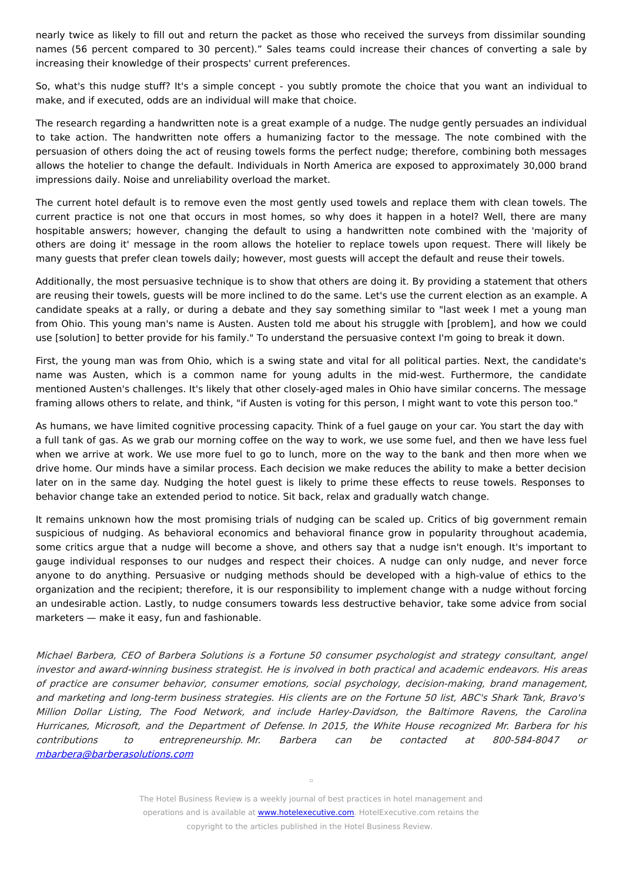nearly twice as likely to fill out and return the packet as those who received the surveys from dissimilar sounding names (56 percent compared to 30 percent)." Sales teams could increase their chances of converting a sale by increasing their knowledge of their prospects' current preferences.

So, what's this nudge stuff? It's a simple concept - you subtly promote the choice that you want an individual to make, and if executed, odds are an individual will make that choice.

The research regarding a handwritten note is a great example of a nudge. The nudge gently persuades an individual to take action. The handwritten note offers a humanizing factor to the message. The note combined with the persuasion of others doing the act of reusing towels forms the perfect nudge; therefore, combining both messages allows the hotelier to change the default. Individuals in North America are exposed to approximately 30,000 brand impressions daily. Noise and unreliability overload the market.

The current hotel default is to remove even the most gently used towels and replace them with clean towels. The current practice is not one that occurs in most homes, so why does it happen in a hotel? Well, there are many hospitable answers; however, changing the default to using a handwritten note combined with the 'majority of others are doing it' message in the room allows the hotelier to replace towels upon request. There will likely be many guests that prefer clean towels daily; however, most guests will accept the default and reuse their towels.

Additionally, the most persuasive technique is to show that others are doing it. By providing a statement that others are reusing their towels, guests will be more inclined to do the same. Let's use the current election as an example. A candidate speaks at a rally, or during a debate and they say something similar to "last week I met a young man from Ohio. This young man's name is Austen. Austen told me about his struggle with [problem], and how we could use [solution] to better provide for his family." To understand the persuasive context I'm going to break it down.

First, the young man was from Ohio, which is a swing state and vital for all political parties. Next, the candidate's name was Austen, which is a common name for young adults in the mid-west. Furthermore, the candidate mentioned Austen's challenges. It's likely that other closely-aged males in Ohio have similar concerns. The message framing allows others to relate, and think, "if Austen is voting for this person, I might want to vote this person too."

As humans, we have limited cognitive processing capacity. Think of a fuel gauge on your car. You start the day with a full tank of gas. As we grab our morning coffee on the way to work, we use some fuel, and then we have less fuel when we arrive at work. We use more fuel to go to lunch, more on the way to the bank and then more when we drive home. Our minds have a similar process. Each decision we make reduces the ability to make a better decision later on in the same day. Nudging the hotel guest is likely to prime these effects to reuse towels. Responses to behavior change take an extended period to notice. Sit back, relax and gradually watch change.

It remains unknown how the most promising trials of nudging can be scaled up. Critics of big government remain suspicious of nudging. As behavioral economics and behavioral finance grow in popularity throughout academia, some critics argue that a nudge will become a shove, and others say that a nudge isn't enough. It's important to gauge individual responses to our nudges and respect their choices. A nudge can only nudge, and never force anyone to do anything. Persuasive or nudging methods should be developed with a high-value of ethics to the organization and the recipient; therefore, it is our responsibility to implement change with a nudge without forcing an undesirable action. Lastly, to nudge consumers towards less destructive behavior, take some advice from social marketers — make it easy, fun and fashionable.

*Michael Barbera, CEO of Barbera Solutions is a Fortune 50 consumer psychologist and strategy consultant, angel investor and award-winning business strategist. He is involved in both practical and academic endeavors. His areas of practice are consumer behavior, consumer emotions, social psychology, decision-making, brand management, and marketing and long-term business strategies. His clients are on the Fortune 50 list, ABC's Shark Tank, Bravo's Million Dollar Listing, The Food Network, and include Harley-Davidson, the Baltimore Ravens, the Carolina Hurricanes, Microsoft, and the Department of Defense. In 2015, the White House recognized Mr. Barbera for his contributions to entrepreneurship. Mr. Barbera can be contacted at 800-584-8047 or [mbarbera@barberasolutions.com](mailto:mbarbera@barberasolutions.com)*

The Hotel Business Review is a weekly journal of best practices in hotel management and operations and is available at [www.hotelexecutive.com](http://www.hotelexecutive.com). HotelExecutive.com retains the copyright to the articles published in the Hotel Business Review.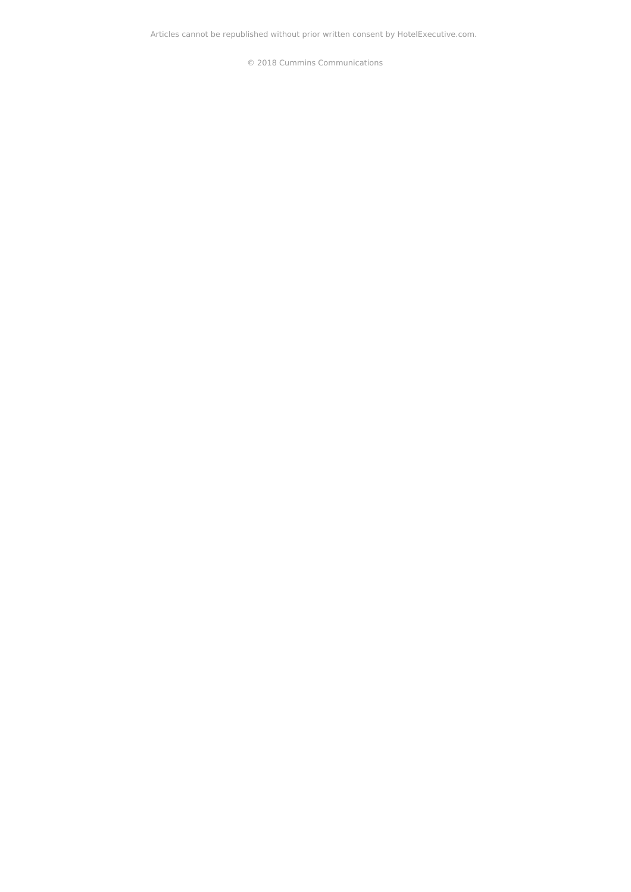Articles cannot be republished without prior written consent by HotelExecutive.com.

© 2018 Cummins Communications